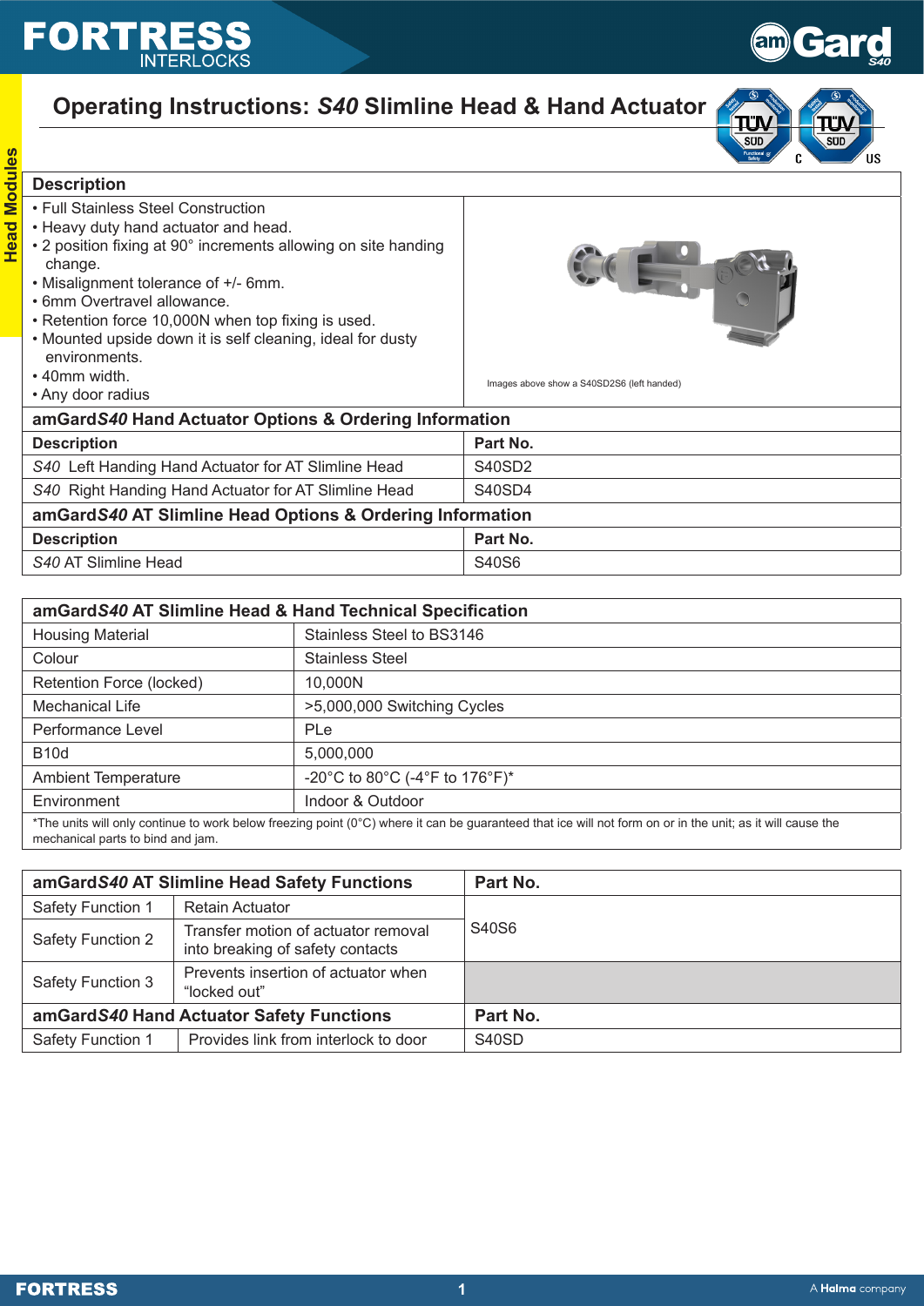# Operating Instructions: *S40* Slimline Head & Hand Actuator

## Description

- Full Stainless Steel Construction
- Heavy duty hand actuator and head.
- 2 position fixing at 90° increments allowing on site handing change.
- Misalignment tolerance of +/- 6mm.
- 6mm Overtravel allowance.
- Retention force 10,000N when top fixing is used.
- Mounted upside down it is self cleaning, ideal for dusty environments.
- 40mm width.
- Any door radius

Images above show a S40SD2S6 (left handed)

## amGard*S40* Hand Actuator Options & Ordering Information

| Description | Part No. |
|---|---|
| *S40* Left Handing Hand Actuator for AT Slimline Head | S40SD2 |
| *S40* Right Handing Hand Actuator for AT Slimline Head | S40SD4 |

## amGard*S40* AT Slimline Head Options & Ordering Information

| Description | Part No. |
|---|---|
| *S40* AT Slimline Head | S40S6 |

## amGard*S40* AT Slimline Head & Hand Technical Specification

| | |
|---|---|
| Housing Material | Stainless Steel to BS3146 |
| Colour | Stainless Steel |
| Retention Force (locked) | 10,000N |
| Mechanical Life | >5,000,000 Switching Cycles |
| Performance Level | PLe |
| B10d | 5,000,000 |
| Ambient Temperature | -20°C to 80°C (-4°F to 176°F)* |
| Environment | Indoor & Outdoor |

*The units will only continue to work below freezing point (0°C) where it can be guaranteed that ice will not form on or in the unit; as it will cause the mechanical parts to bind and jam.

| amGard*S40* AT Slimline Head Safety Functions | | Part No. |
|---|---|---|
| Safety Function 1 | Retain Actuator | S40S6 |
| Safety Function 2 | Transfer motion of actuator removal into breaking of safety contacts | |
| Safety Function 3 | Prevents insertion of actuator when “locked out” | |

| amGard*S40* Hand Actuator Safety Functions | | Part No. |
|---|---|---|
| Safety Function 1 | Provides link from interlock to door | S40SD |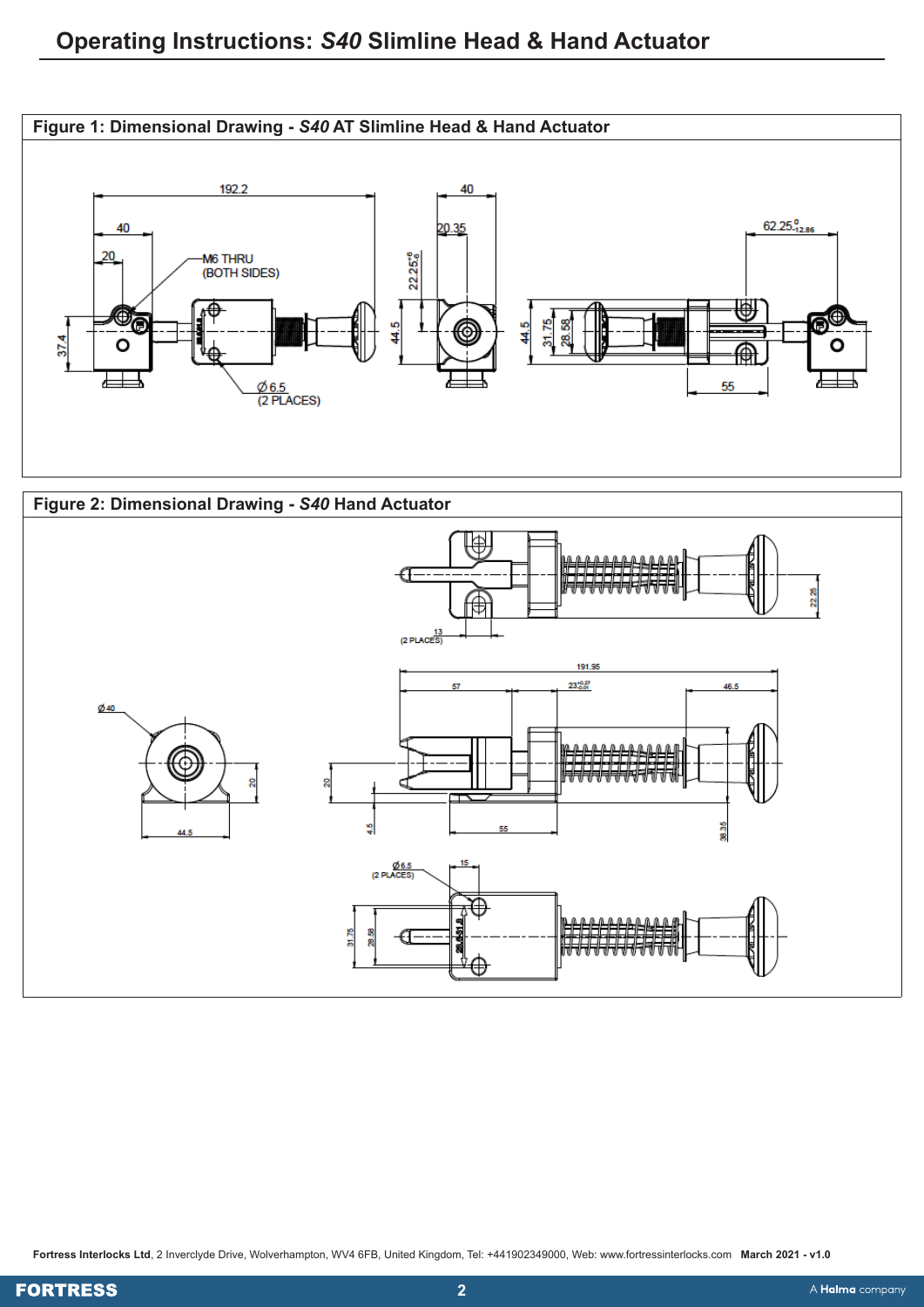# Operating Instructions: *S40* Slimline Head & Hand Actuator

## Figure 1: Dimensional Drawing - *S40* AT Slimline Head & Hand Actuator

192.2

40

20

M6 THRU
(BOTH SIDES)

37.4

Ø 6.5
(2 PLACES)

40

20.35

22.25

44.5

44.5

31.75

28.58

62.25

55

## Figure 2: Dimensional Drawing - *S40* Hand Actuator

22.25

13
(2 PLACES)

191.95

57

23

46.5

Ø 40

20

44.5

20

4.5

55

38.35

Ø 6.5
(2 PLACES)

15

31.75

28.58

Fortress Interlocks Ltd, 2 Inverclyde Drive, Wolverhampton, WV4 6FB, United Kingdom, Tel: +441902349000, Web: www.fortressinterlocks.com **March 2021 - v1.0**